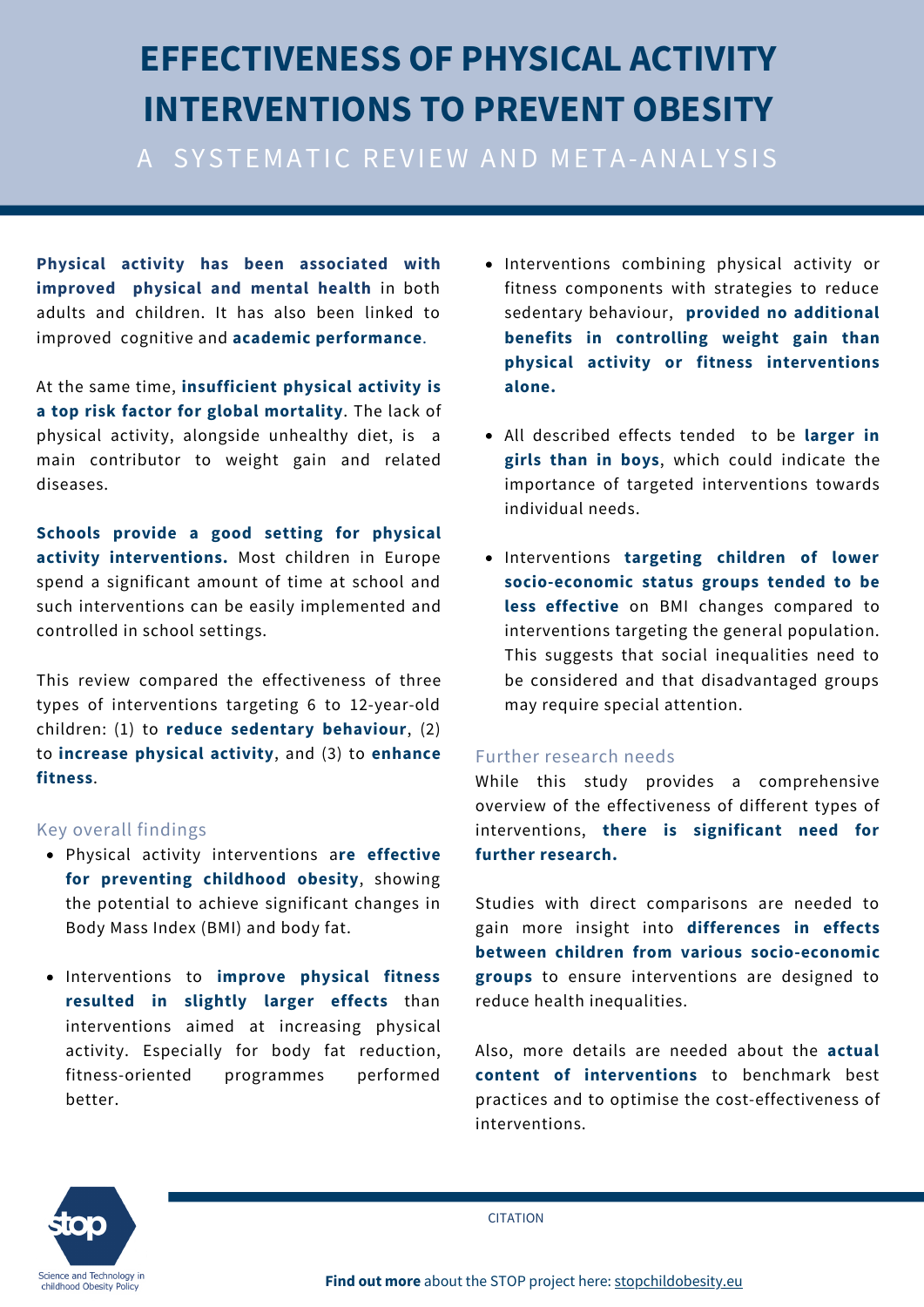# EFFECTIVENESS OF PHYSICAL ACTIVITY INTERVENTIONS TO PREVENT OBESITY

## A SYSTEMATIC REVIEW AND META-ANALYSIS

**Physical activity has been associated with improved physical and mental health** in both adults and children. It has also been linked to improved cognitive and **academic performance**.

At the same time, **insufficient physical activity is a top risk factor for global mortality**. The lack of physical activity, alongside unhealthy diet, is a main contributor to weight gain and related diseases.

**Schools provide a good setting for physical activity interventions.** Most children in Europe spend a significant amount of time at school and such interventions can be easily implemented and controlled in school settings.

This review compared the effectiveness of three types of interventions targeting 6 to 12-year-old children: (1) to **reduce sedentary behaviour**, (2) to **increase physical activity**, and (3) to **enhance fitness**.

### Key overall findings

- Physical activity interventions a**re effective for preventing childhood obesity**, showing the potential to achieve significant changes in Body Mass Index (BMI) and body fat.
- Interventions to **improve physical fitness resulted in slightly larger effects** than interventions aimed at increasing physical activity. Especially for body fat reduction, fitness-oriented programmes performed better.
- Interventions combining physical activity or fitness components with strategies to reduce sedentary behaviour, **provided no additional benefits in controlling weight gain than physical activity or fitness interventions alone.**
- All described effects tended to be **larger in girls than in boys**, which could indicate the importance of targeted interventions towards individual needs.
- Interventions **targeting children of lower socio-economic status groups tended to be less effective** on BMI changes compared to interventions targeting the general population. This suggests that social inequalities need to be considered and that disadvantaged groups may require special attention.

### Further research needs

While this study provides a comprehensive overview of the effectiveness of different types of interventions, **there is significant need for further research.**

Studies with direct comparisons are needed to gain more insight into **differences in effects between children from various socio-economic groups** to ensure interventions are designed to reduce health inequalities.

Also, more details are needed about the **actual content of interventions** to benchmark best practices and to optimise the cost-effectiveness of interventions.

CITATION

stop – Science and Technology in childhood Obesity Policy

**Find out more** about the STOP project here: stopchildobesity.eu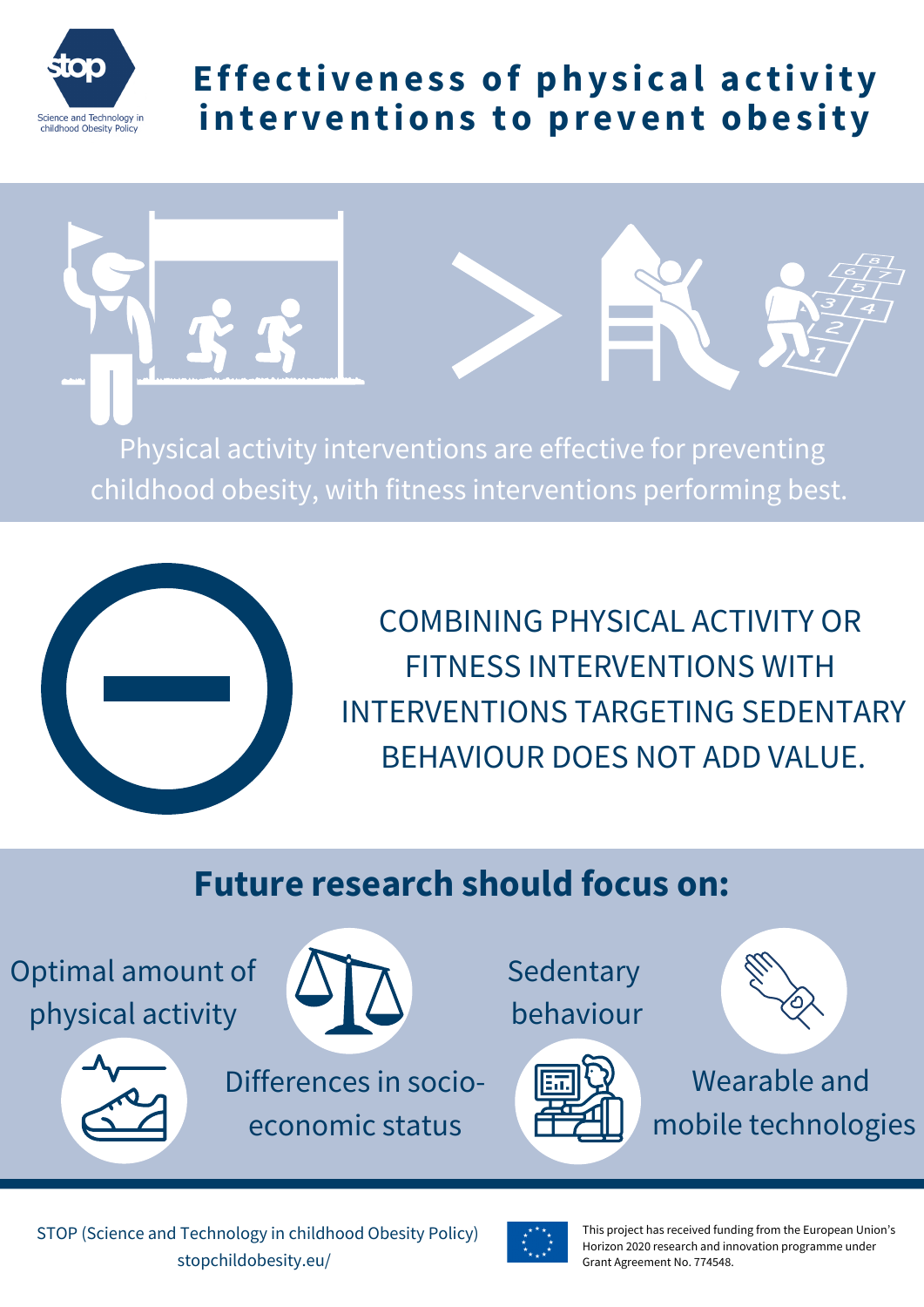# Effectiveness of physical activity interventions to prevent obesity

Physical activity interventions are effective for preventing childhood obesity, with fitness interventions performing best.

COMBINING PHYSICAL ACTIVITY OR FITNESS INTERVENTIONS WITH INTERVENTIONS TARGETING SEDENTARY BEHAVIOUR DOES NOT ADD VALUE.

## Future research should focus on:

- Optimal amount of physical activity
- Differences in socio-economic status
- Sedentary behaviour
- Wearable and mobile technologies

STOP (Science and Technology in childhood Obesity Policy)
stopchildobesity.eu/

This project has received funding from the European Union's Horizon 2020 research and innovation programme under Grant Agreement No. 774548.